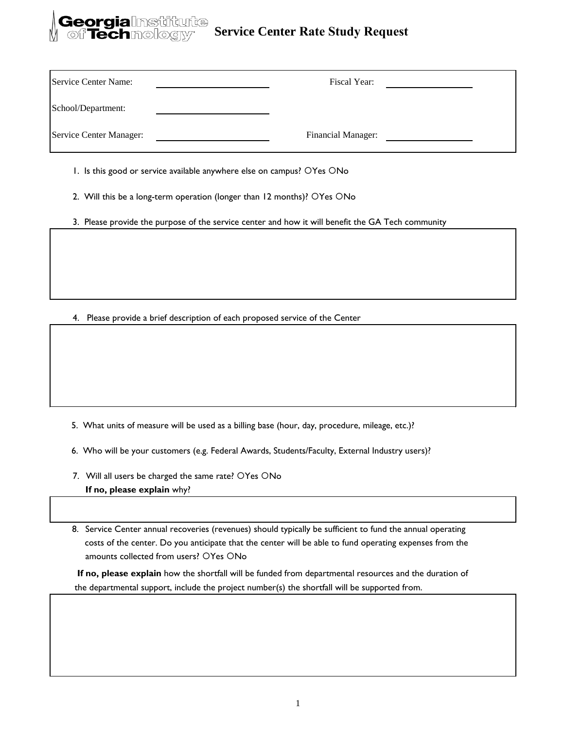Georgia Institute of Technology

# Service Center Rate Study Request

| | | | |
|---|---|---|---|
| Service Center Name: | ____________________ | Fiscal Year: | ____________________ |
| School/Department: | ____________________ | | |
| Service Center Manager: | ____________________ | Financial Manager: | ____________________ |

1. Is this good or service available anywhere else on campus? ○Yes ○No

2. Will this be a long-term operation (longer than 12 months)? ○Yes ○No

3. Please provide the purpose of the service center and how it will benefit the GA Tech community

4. Please provide a brief description of each proposed service of the Center

5. What units of measure will be used as a billing base (hour, day, procedure, mileage, etc.)?

6. Who will be your customers (e.g. Federal Awards, Students/Faculty, External Industry users)?

7. Will all users be charged the same rate? ○Yes ○No
   **If no, please explain** why?

8. Service Center annual recoveries (revenues) should typically be sufficient to fund the annual operating costs of the center. Do you anticipate that the center will be able to fund operating expenses from the amounts collected from users? ○Yes ○No

   **If no, please explain** how the shortfall will be funded from departmental resources and the duration of the departmental support, include the project number(s) the shortfall will be supported from.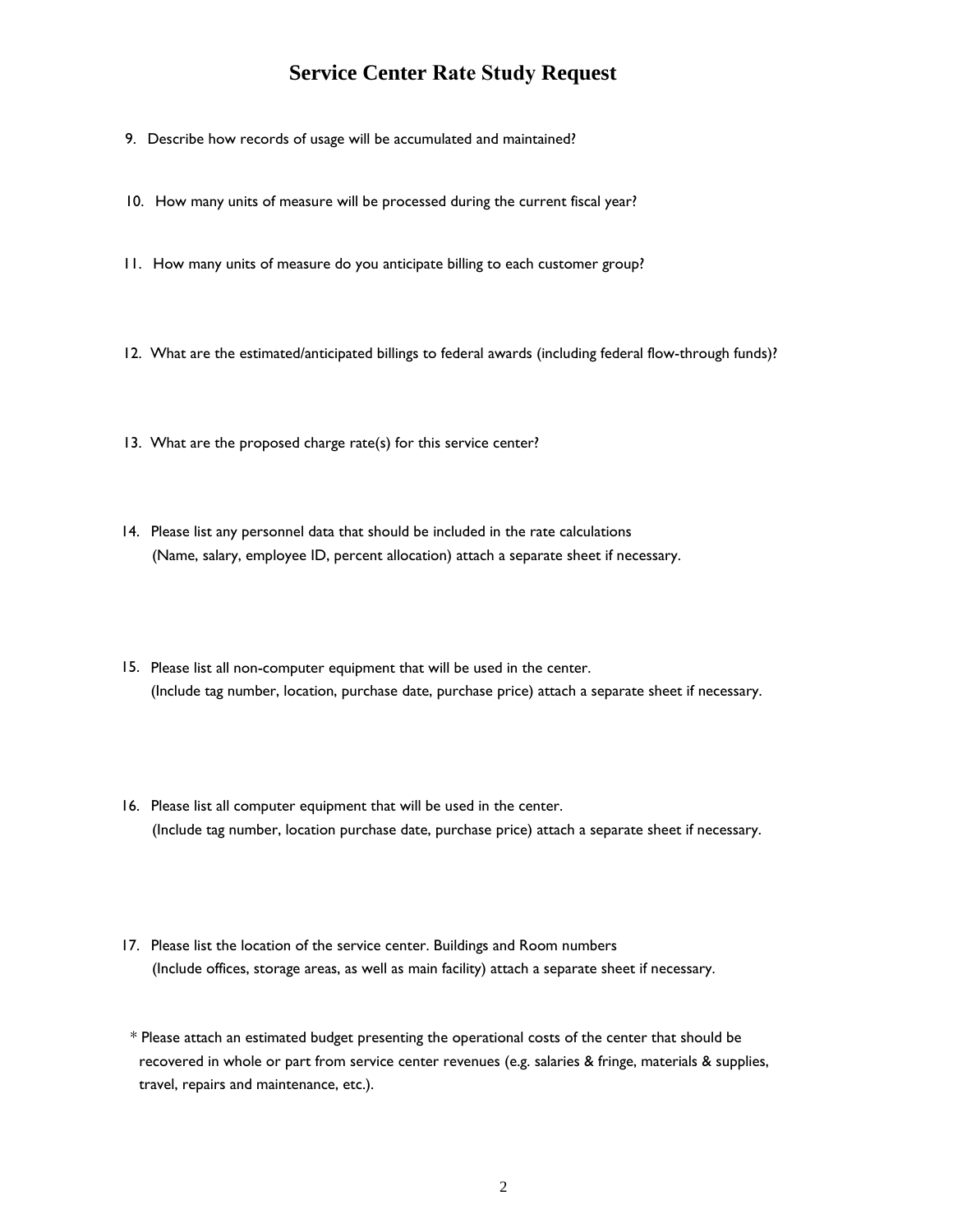# Service Center Rate Study Request

9. Describe how records of usage will be accumulated and maintained?

10. How many units of measure will be processed during the current fiscal year?

11. How many units of measure do you anticipate billing to each customer group?

12. What are the estimated/anticipated billings to federal awards (including federal flow-through funds)?

13. What are the proposed charge rate(s) for this service center?

14. Please list any personnel data that should be included in the rate calculations (Name, salary, employee ID, percent allocation) attach a separate sheet if necessary.

15. Please list all non-computer equipment that will be used in the center. (Include tag number, location, purchase date, purchase price) attach a separate sheet if necessary.

16. Please list all computer equipment that will be used in the center. (Include tag number, location purchase date, purchase price) attach a separate sheet if necessary.

17. Please list the location of the service center. Buildings and Room numbers (Include offices, storage areas, as well as main facility) attach a separate sheet if necessary.

\* Please attach an estimated budget presenting the operational costs of the center that should be recovered in whole or part from service center revenues (e.g. salaries & fringe, materials & supplies, travel, repairs and maintenance, etc.).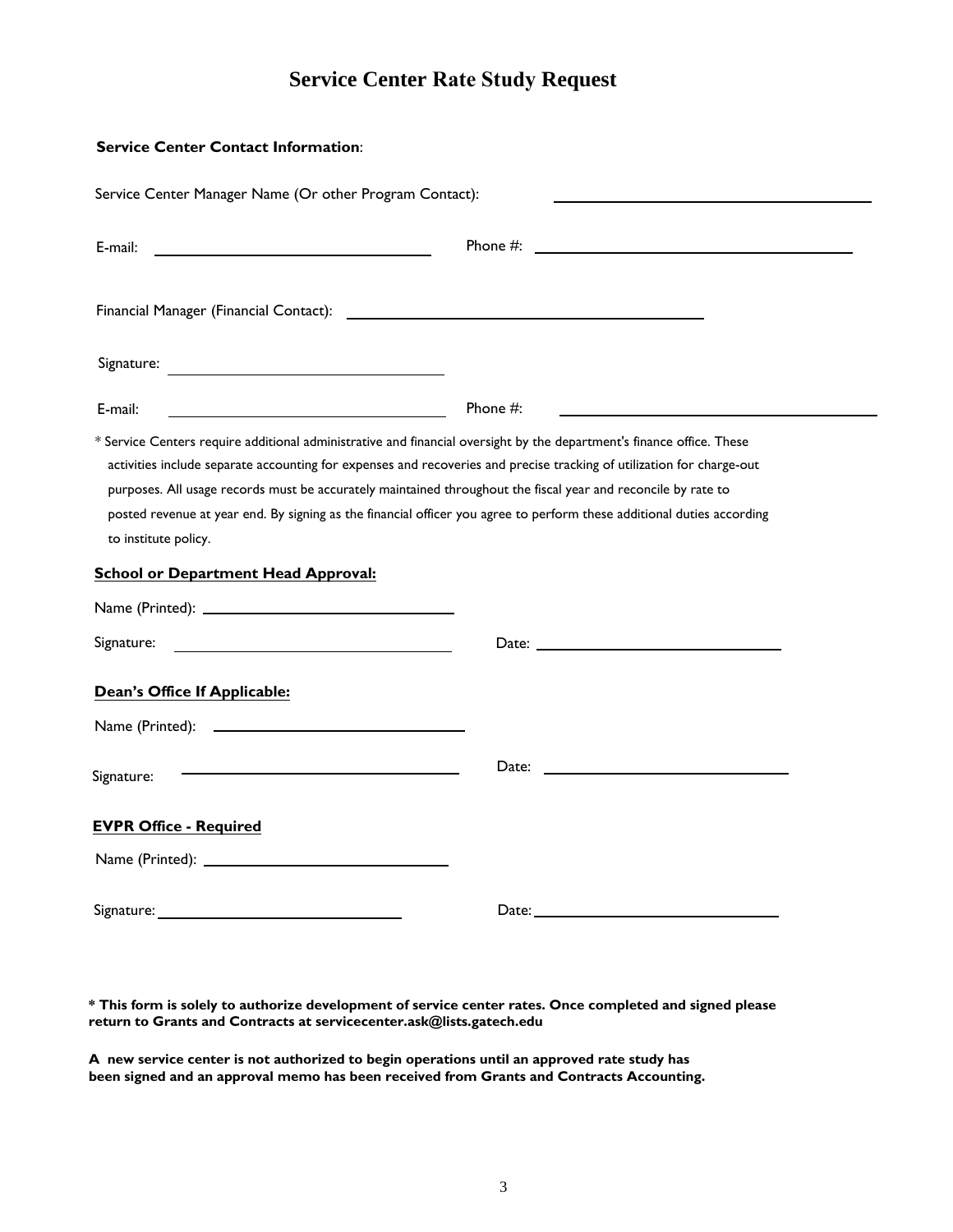# Service Center Rate Study Request

**Service Center Contact Information**:

Service Center Manager Name (Or other Program Contact): ______________________________

E-mail: ______________________________ Phone #: ______________________________

Financial Manager (Financial Contact): ______________________________

Signature: ______________________________

E-mail: ______________________________ Phone #: ______________________________

\* Service Centers require additional administrative and financial oversight by the department's finance office. These activities include separate accounting for expenses and recoveries and precise tracking of utilization for charge-out purposes. All usage records must be accurately maintained throughout the fiscal year and reconcile by rate to posted revenue at year end. By signing as the financial officer you agree to perform these additional duties according to institute policy.

**School or Department Head Approval:**

Name (Printed): ______________________________

Signature: ______________________________ Date: ______________________________

**Dean's Office If Applicable:**

Name (Printed): ______________________________

Signature: ______________________________ Date: ______________________________

**EVPR Office - Required**

Name (Printed): ______________________________

Signature: ______________________________ Date: ______________________________

**\* This form is solely to authorize development of service center rates. Once completed and signed please return to Grants and Contracts at servicecenter.ask@lists.gatech.edu**

**A new service center is not authorized to begin operations until an approved rate study has been signed and an approval memo has been received from Grants and Contracts Accounting.**